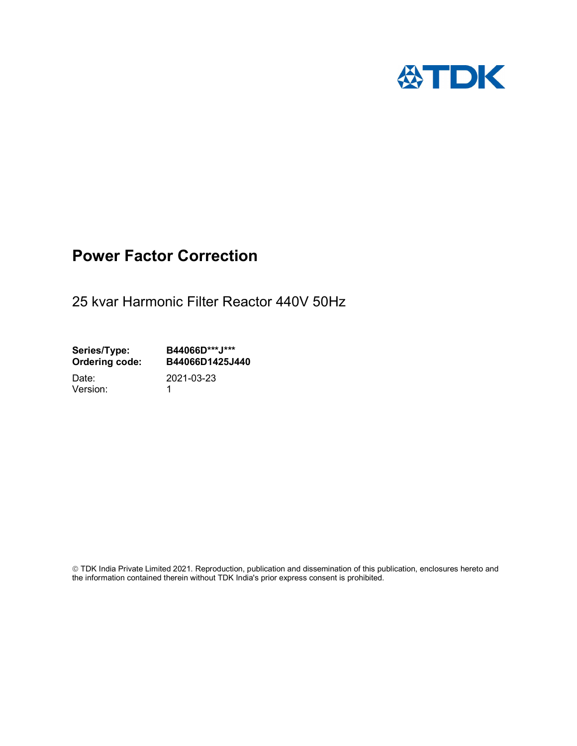# Power Factor Correction

25 kvar Harmonic Filter Reactor 440V 50Hz

**Series/Type:** **B44066D***J*****
**Ordering code:** **B44066D1425J440**

Date: 2021-03-23
Version: 1

© TDK India Private Limited 2021. Reproduction, publication and dissemination of this publication, enclosures hereto and the information contained therein without TDK India's prior express consent is prohibited.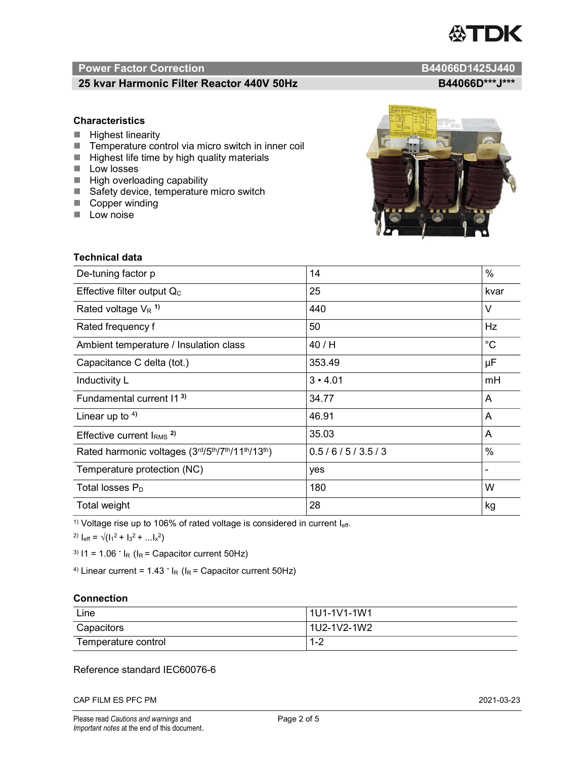## Power Factor Correction B44066D1425J440

## 25 kvar Harmonic Filter Reactor 440V 50Hz B44066D***J***

### Characteristics

- Highest linearity
- Temperature control via micro switch in inner coil
- Highest life time by high quality materials
- Low losses
- High overloading capability
- Safety device, temperature micro switch
- Copper winding
- Low noise

### Technical data

| De-tuning factor p | 14 | % |
|---|---|---|
| Effective filter output $Q_C$ | 25 | kvar |
| Rated voltage $V_R$ [1] | 440 | V |
| Rated frequency f | 50 | Hz |
| Ambient temperature / Insulation class | 40 / H | °C |
| Capacitance C delta (tot.) | 353.49 | µF |
| Inductivity L | 3 • 4.01 | mH |
| Fundamental current I1 [3] | 34.77 | A |
| Linear up to [4] | 46.91 | A |
| Effective current $I_{RMS}$ [2] | 35.03 | A |
| Rated harmonic voltages (3rd/5th/7th/11th/13th) | 0.5 / 6 / 5 / 3.5 / 3 | % |
| Temperature protection (NC) | yes | - |
| Total losses $P_D$ | 180 | W |
| Total weight | 28 | kg |

[1] Voltage rise up to 106% of rated voltage is considered in current $I_{eff}$.

[2] $I_{eff} = \sqrt{(I_1^2 + I_3^2 + ... I_x^2)}$

[3] $I1 = 1.06 \cdot I_R$ ($I_R$ = Capacitor current 50Hz)

[4] Linear current = $1.43 \cdot I_R$ ($I_R$ = Capacitor current 50Hz)

### Connection

| Line | 1U1-1V1-1W1 |
|---|---|
| Capacitors | 1U2-1V2-1W2 |
| Temperature control | 1-2 |

Reference standard IEC60076-6

CAP FILM ES PFC PM 2021-03-23

Please read *Cautions and warnings* and *Important notes* at the end of this document.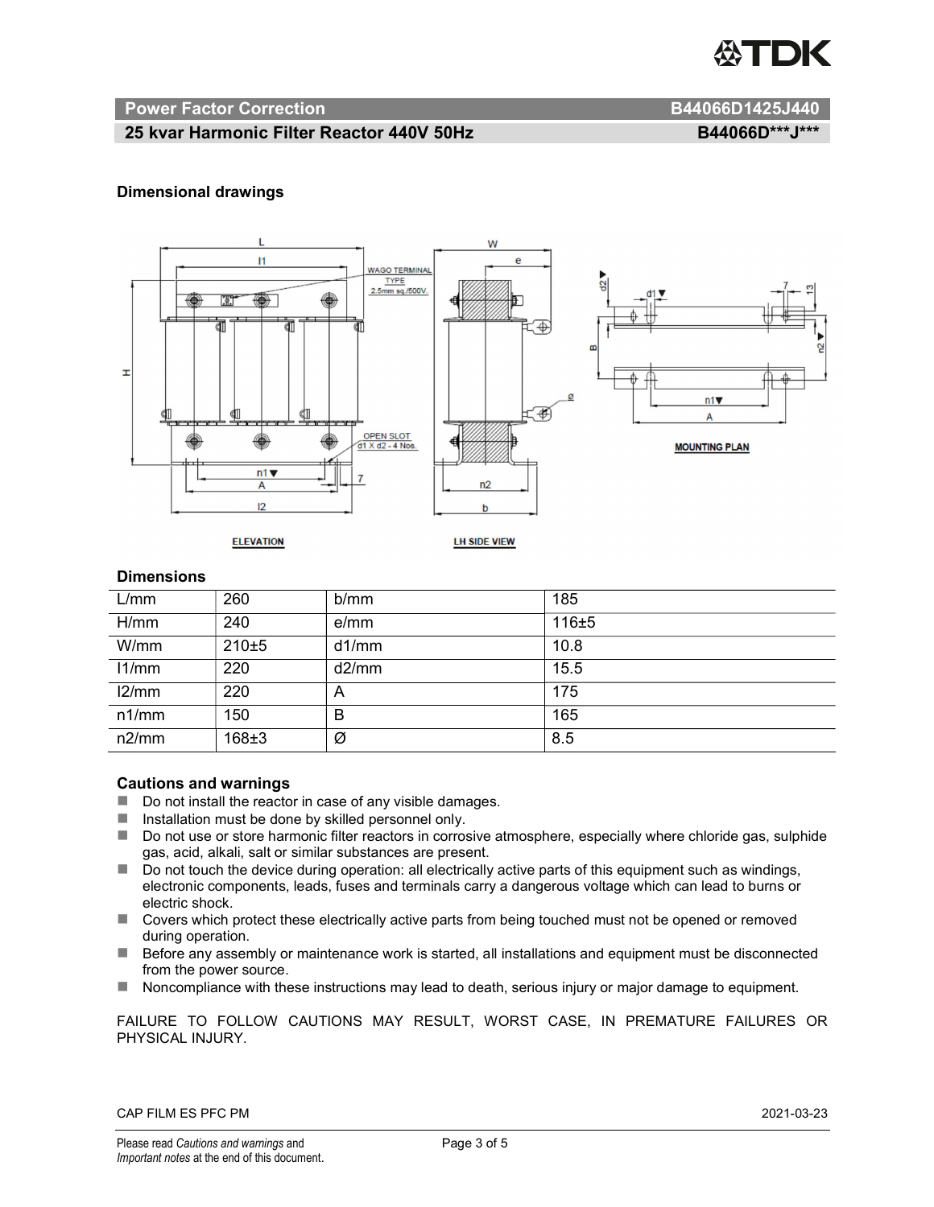## Power Factor Correction — B44066D1425J440

## 25 kvar Harmonic Filter Reactor 440V 50Hz — B44066D***J***

### Dimensional drawings

### Dimensions

| L/mm | 260 | b/mm | 185 |
|---|---|---|---|
| H/mm | 240 | e/mm | 116±5 |
| W/mm | 210±5 | d1/mm | 10.8 |
| l1/mm | 220 | d2/mm | 15.5 |
| l2/mm | 220 | A | 175 |
| n1/mm | 150 | B | 165 |
| n2/mm | 168±3 | Ø | 8.5 |

### Cautions and warnings

- Do not install the reactor in case of any visible damages.
- Installation must be done by skilled personnel only.
- Do not use or store harmonic filter reactors in corrosive atmosphere, especially where chloride gas, sulphide gas, acid, alkali, salt or similar substances are present.
- Do not touch the device during operation: all electrically active parts of this equipment such as windings, electronic components, leads, fuses and terminals carry a dangerous voltage which can lead to burns or electric shock.
- Covers which protect these electrically active parts from being touched must not be opened or removed during operation.
- Before any assembly or maintenance work is started, all installations and equipment must be disconnected from the power source.
- Noncompliance with these instructions may lead to death, serious injury or major damage to equipment.

FAILURE TO FOLLOW CAUTIONS MAY RESULT, WORST CASE, IN PREMATURE FAILURES OR PHYSICAL INJURY.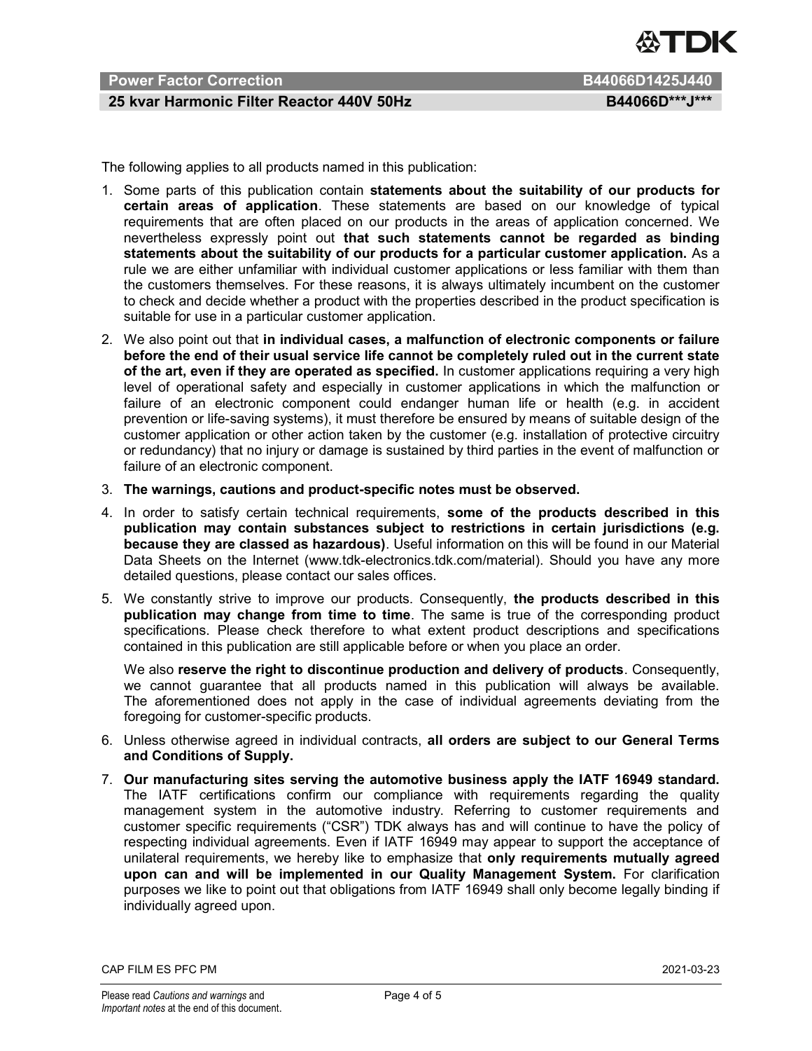The following applies to all products named in this publication:

1. Some parts of this publication contain **statements about the suitability of our products for certain areas of application**. These statements are based on our knowledge of typical requirements that are often placed on our products in the areas of application concerned. We nevertheless expressly point out **that such statements cannot be regarded as binding statements about the suitability of our products for a particular customer application.** As a rule we are either unfamiliar with individual customer applications or less familiar with them than the customers themselves. For these reasons, it is always ultimately incumbent on the customer to check and decide whether a product with the properties described in the product specification is suitable for use in a particular customer application.
2. We also point out that **in individual cases, a malfunction of electronic components or failure before the end of their usual service life cannot be completely ruled out in the current state of the art, even if they are operated as specified.** In customer applications requiring a very high level of operational safety and especially in customer applications in which the malfunction or failure of an electronic component could endanger human life or health (e.g. in accident prevention or life-saving systems), it must therefore be ensured by means of suitable design of the customer application or other action taken by the customer (e.g. installation of protective circuitry or redundancy) that no injury or damage is sustained by third parties in the event of malfunction or failure of an electronic component.
3. **The warnings, cautions and product-specific notes must be observed.**
4. In order to satisfy certain technical requirements, **some of the products described in this publication may contain substances subject to restrictions in certain jurisdictions (e.g. because they are classed as hazardous)**. Useful information on this will be found in our Material Data Sheets on the Internet (www.tdk-electronics.tdk.com/material). Should you have any more detailed questions, please contact our sales offices.
5. We constantly strive to improve our products. Consequently, **the products described in this publication may change from time to time**. The same is true of the corresponding product specifications. Please check therefore to what extent product descriptions and specifications contained in this publication are still applicable before or when you place an order.

   We also **reserve the right to discontinue production and delivery of products**. Consequently, we cannot guarantee that all products named in this publication will always be available. The aforementioned does not apply in the case of individual agreements deviating from the foregoing for customer-specific products.
6. Unless otherwise agreed in individual contracts, **all orders are subject to our General Terms and Conditions of Supply.**
7. **Our manufacturing sites serving the automotive business apply the IATF 16949 standard.** The IATF certifications confirm our compliance with requirements regarding the quality management system in the automotive industry. Referring to customer requirements and customer specific requirements ("CSR") TDK always has and will continue to have the policy of respecting individual agreements. Even if IATF 16949 may appear to support the acceptance of unilateral requirements, we hereby like to emphasize that **only requirements mutually agreed upon can and will be implemented in our Quality Management System.** For clarification purposes we like to point out that obligations from IATF 16949 shall only become legally binding if individually agreed upon.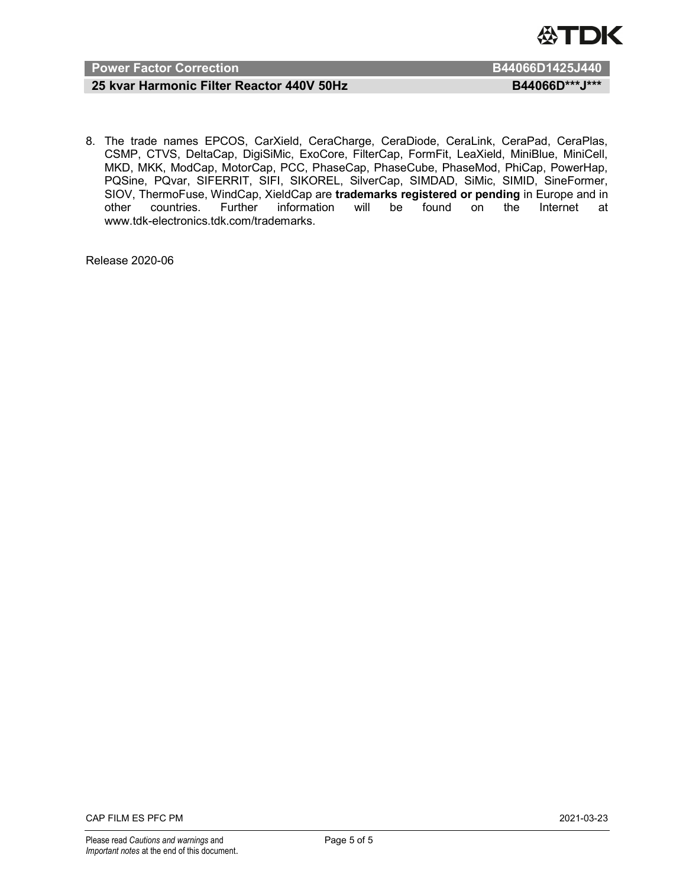8. The trade names EPCOS, CarXield, CeraCharge, CeraDiode, CeraLink, CeraPad, CeraPlas, CSMP, CTVS, DeltaCap, DigiSiMic, ExoCore, FilterCap, FormFit, LeaXield, MiniBlue, MiniCell, MKD, MKK, ModCap, MotorCap, PCC, PhaseCap, PhaseCube, PhaseMod, PhiCap, PowerHap, PQSine, PQvar, SIFERRIT, SIFI, SIKOREL, SilverCap, SIMDAD, SiMic, SIMID, SineFormer, SIOV, ThermoFuse, WindCap, XieldCap are **trademarks registered or pending** in Europe and in other countries. Further information will be found on the Internet at www.tdk-electronics.tdk.com/trademarks.

Release 2020-06